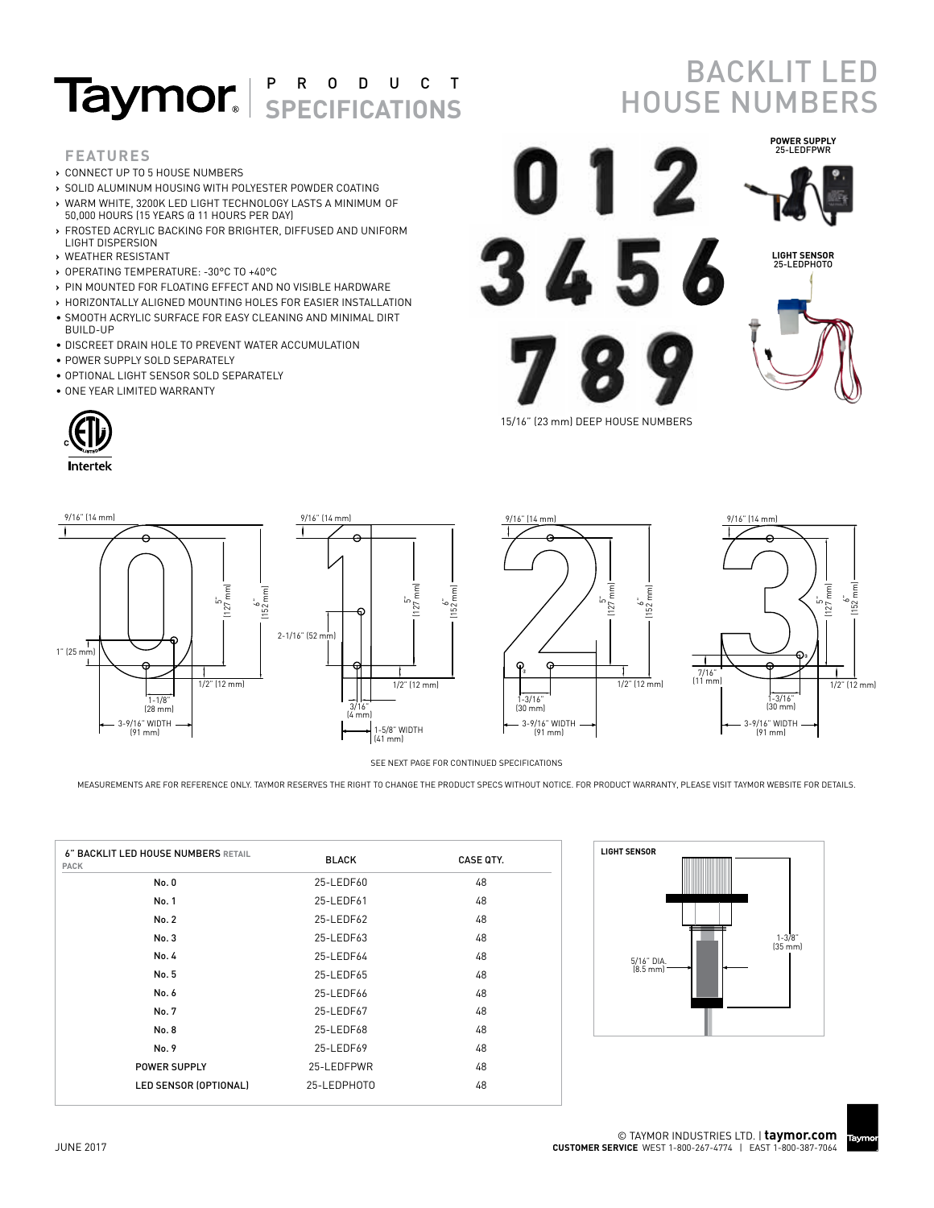# Taymor PRODUCT SPECIFICATIONS

# BACKLIT LED HOUSE NUMBERS

## FEATURES

- CONNECT UP TO 5 HOUSE NUMBERS
- SOLID ALUMINUM HOUSING WITH POLYESTER POWDER COATING
- WARM WHITE, 3200K LED LIGHT TECHNOLOGY LASTS A MINIMUM OF 50,000 HOURS (15 YEARS @ 11 HOURS PER DAY)
- FROSTED ACRYLIC BACKING FOR BRIGHTER, DIFFUSED AND UNIFORM LIGHT DISPERSION
- WEATHER RESISTANT
- OPERATING TEMPERATURE: -30°C TO +40°C
- PIN MOUNTED FOR FLOATING EFFECT AND NO VISIBLE HARDWARE
- HORIZONTALLY ALIGNED MOUNTING HOLES FOR EASIER INSTALLATION
- SMOOTH ACRYLIC SURFACE FOR EASY CLEANING AND MINIMAL DIRT BUILD-UP
- DISCREET DRAIN HOLE TO PREVENT WATER ACCUMULATION
- POWER SUPPLY SOLD SEPARATELY
- OPTIONAL LIGHT SENSOR SOLD SEPARATELY
- ONE YEAR LIMITED WARRANTY

Intertek

POWER SUPPLY 25-LEDFPWR

LIGHT SENSOR 25-LEDPHOTO

15/16" (23 mm) DEEP HOUSE NUMBERS

9/16" (14 mm) | 5" (127 mm) | 6" (152 mm) | 1" (25 mm) | 1/2" (12 mm) | 1-1/8" (28 mm) | 3-9/16" WIDTH (91 mm)

9/16" (14 mm) | 5" (127 mm) | 6" (152 mm) | 2-1/16" (52 mm) | 1/2" (12 mm) | 3/16" (4 mm) | 1-5/8" WIDTH (41 mm)

9/16" (14 mm) | 5" (127 mm) | 6" (152 mm) | 1/2" (12 mm) | 1-3/16" (30 mm) | 3-9/16" WIDTH (91 mm)

9/16" (14 mm) | 5" (127 mm) | 6" (152 mm) | 7/16" (11 mm) | 1/2" (12 mm) | 1-3/16" (30 mm) | 3-9/16" WIDTH (91 mm)

SEE NEXT PAGE FOR CONTINUED SPECIFICATIONS

MEASUREMENTS ARE FOR REFERENCE ONLY. TAYMOR RESERVES THE RIGHT TO CHANGE THE PRODUCT SPECS WITHOUT NOTICE. FOR PRODUCT WARRANTY, PLEASE VISIT TAYMOR WEBSITE FOR DETAILS.

| 6" BACKLIT LED HOUSE NUMBERS RETAIL PACK | BLACK | CASE QTY. |
|---|---|---|
| No. 0 | 25-LEDF60 | 48 |
| No. 1 | 25-LEDF61 | 48 |
| No. 2 | 25-LEDF62 | 48 |
| No. 3 | 25-LEDF63 | 48 |
| No. 4 | 25-LEDF64 | 48 |
| No. 5 | 25-LEDF65 | 48 |
| No. 6 | 25-LEDF66 | 48 |
| No. 7 | 25-LEDF67 | 48 |
| No. 8 | 25-LEDF68 | 48 |
| No. 9 | 25-LEDF69 | 48 |
| POWER SUPPLY | 25-LEDFPWR | 48 |
| LED SENSOR (OPTIONAL) | 25-LEDPHOTO | 48 |

LIGHT SENSOR

5/16" DIA. (8.5 mm)

1-3/8" (35 mm)

JUNE 2017

© TAYMOR INDUSTRIES LTD. | **taymor.com**
**CUSTOMER SERVICE** WEST 1-800-267-4774 | EAST 1-800-387-7064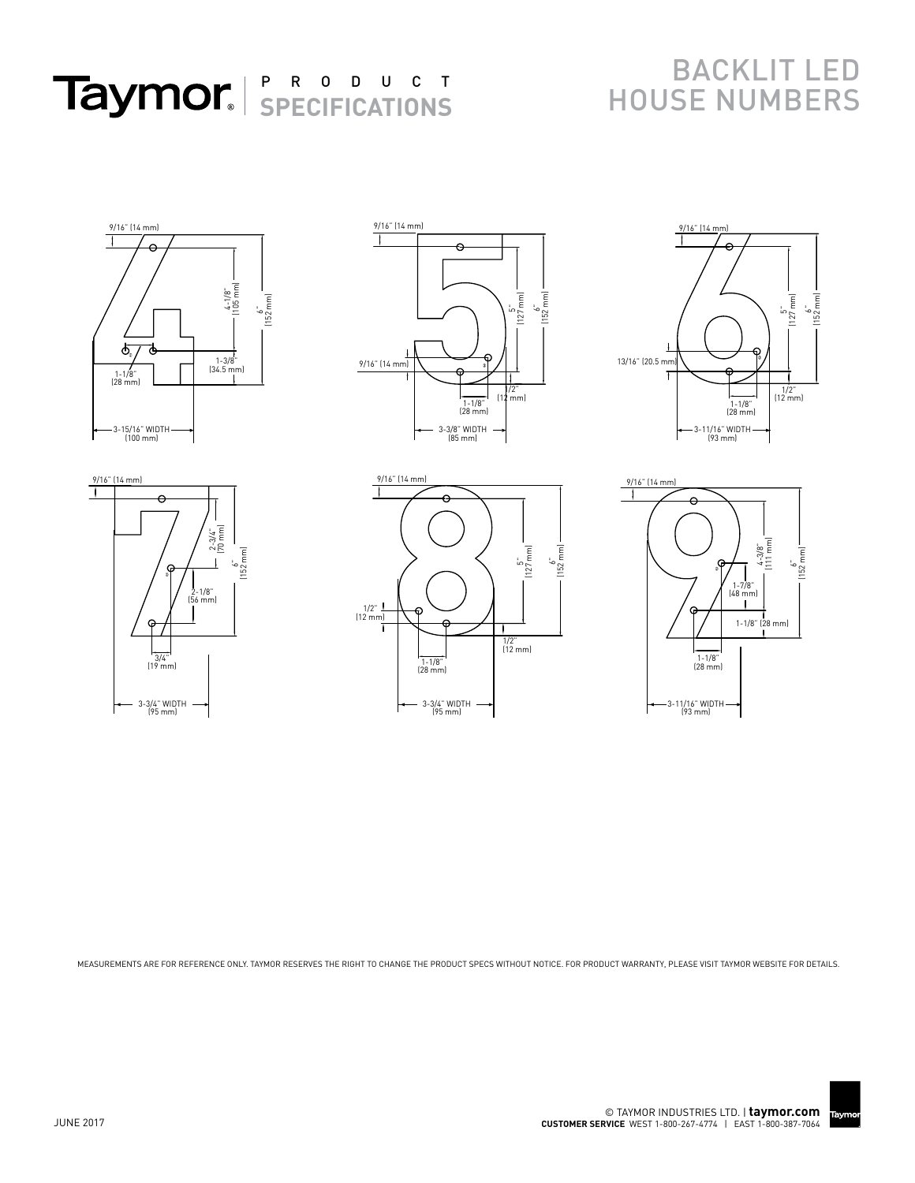# Taymor® PRODUCT SPECIFICATIONS

# BACKLIT LED HOUSE NUMBERS

9/16" (14 mm)
4-1/8" (105 mm)
6" (152 mm)
1-3/8" (34.5 mm)
1-1/8" (28 mm)
3-15/16" WIDTH (100 mm)

9/16" (14 mm)
5" (127 mm)
6" (152 mm)
9/16" (14 mm)
1/2" (12 mm)
1-1/8" (28 mm)
3-3/8" WIDTH (85 mm)

9/16" (14 mm)
5" (127 mm)
6" (152 mm)
13/16" (20.5 mm)
1/2" (12 mm)
1-1/8" (28 mm)
3-11/16" WIDTH (93 mm)

9/16" (14 mm)
2-3/4" (70 mm)
6" (152 mm)
2-1/8" (56 mm)
3/4" (19 mm)
3-3/4" WIDTH (95 mm)

9/16" (14 mm)
5" (127 mm)
6" (152 mm)
1/2" (12 mm)
1/2" (12 mm)
1-1/8" (28 mm)
3-3/4" WIDTH (95 mm)

9/16" (14 mm)
4-3/8" (111 mm)
6" (152 mm)
1-7/8" (48 mm)
1-1/8" (28 mm)
1-1/8" (28 mm)
3-11/16" WIDTH (93 mm)

MEASUREMENTS ARE FOR REFERENCE ONLY. TAYMOR RESERVES THE RIGHT TO CHANGE THE PRODUCT SPECS WITHOUT NOTICE. FOR PRODUCT WARRANTY, PLEASE VISIT TAYMOR WEBSITE FOR DETAILS.

JUNE 2017

© TAYMOR INDUSTRIES LTD. | **taymor.com**
**CUSTOMER SERVICE** WEST 1-800-267-4774 | EAST 1-800-387-7064